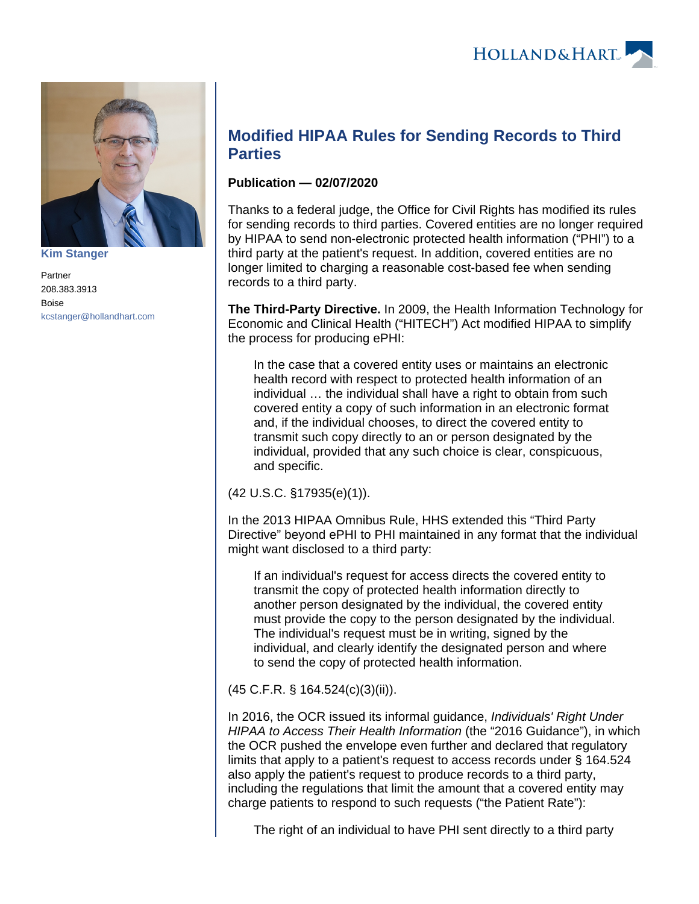# Modified HIPAA Rules for Sending Records to Third Parties

**Publication — 02/07/2020**

Kim Stanger

Partner
208.383.3913
Boise
kcstanger@hollandhart.com

Thanks to a federal judge, the Office for Civil Rights has modified its rules for sending records to third parties. Covered entities are no longer required by HIPAA to send non-electronic protected health information ("PHI") to a third party at the patient's request. In addition, covered entities are no longer limited to charging a reasonable cost-based fee when sending records to a third party.

**The Third-Party Directive.** In 2009, the Health Information Technology for Economic and Clinical Health ("HITECH") Act modified HIPAA to simplify the process for producing ePHI:

> In the case that a covered entity uses or maintains an electronic health record with respect to protected health information of an individual … the individual shall have a right to obtain from such covered entity a copy of such information in an electronic format and, if the individual chooses, to direct the covered entity to transmit such copy directly to an or person designated by the individual, provided that any such choice is clear, conspicuous, and specific.

(42 U.S.C. §17935(e)(1)).

In the 2013 HIPAA Omnibus Rule, HHS extended this "Third Party Directive" beyond ePHI to PHI maintained in any format that the individual might want disclosed to a third party:

> If an individual's request for access directs the covered entity to transmit the copy of protected health information directly to another person designated by the individual, the covered entity must provide the copy to the person designated by the individual. The individual's request must be in writing, signed by the individual, and clearly identify the designated person and where to send the copy of protected health information.

(45 C.F.R. § 164.524(c)(3)(ii)).

In 2016, the OCR issued its informal guidance, *Individuals' Right Under HIPAA to Access Their Health Information* (the "2016 Guidance"), in which the OCR pushed the envelope even further and declared that regulatory limits that apply to a patient's request to access records under § 164.524 also apply the patient's request to produce records to a third party, including the regulations that limit the amount that a covered entity may charge patients to respond to such requests ("the Patient Rate"):

> The right of an individual to have PHI sent directly to a third party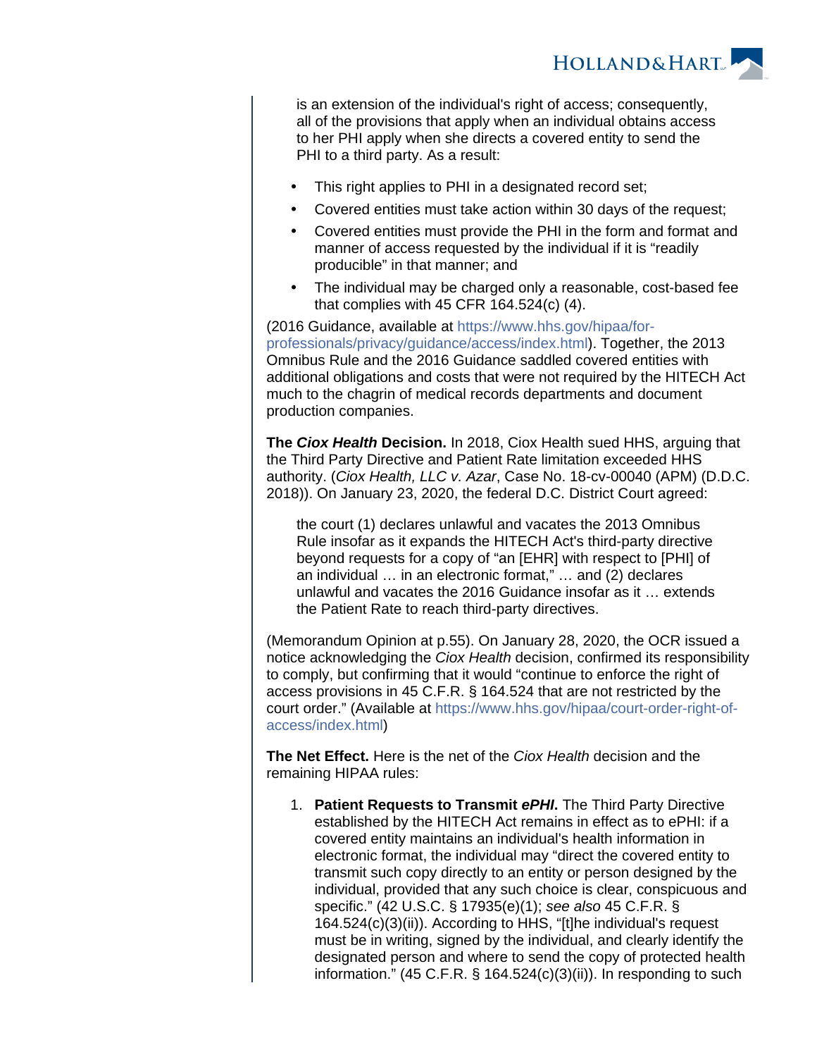is an extension of the individual's right of access; consequently, all of the provisions that apply when an individual obtains access to her PHI apply when she directs a covered entity to send the PHI to a third party. As a result:

- This right applies to PHI in a designated record set;
- Covered entities must take action within 30 days of the request;
- Covered entities must provide the PHI in the form and format and manner of access requested by the individual if it is "readily producible" in that manner; and
- The individual may be charged only a reasonable, cost-based fee that complies with 45 CFR 164.524(c) (4).

(2016 Guidance, available at https://www.hhs.gov/hipaa/for-professionals/privacy/guidance/access/index.html). Together, the 2013 Omnibus Rule and the 2016 Guidance saddled covered entities with additional obligations and costs that were not required by the HITECH Act much to the chagrin of medical records departments and document production companies.

**The *Ciox Health* Decision.** In 2018, Ciox Health sued HHS, arguing that the Third Party Directive and Patient Rate limitation exceeded HHS authority. (*Ciox Health, LLC v. Azar*, Case No. 18-cv-00040 (APM) (D.D.C. 2018)). On January 23, 2020, the federal D.C. District Court agreed:

> the court (1) declares unlawful and vacates the 2013 Omnibus Rule insofar as it expands the HITECH Act's third-party directive beyond requests for a copy of "an [EHR] with respect to [PHI] of an individual … in an electronic format," … and (2) declares unlawful and vacates the 2016 Guidance insofar as it … extends the Patient Rate to reach third-party directives.

(Memorandum Opinion at p.55). On January 28, 2020, the OCR issued a notice acknowledging the *Ciox Health* decision, confirmed its responsibility to comply, but confirming that it would "continue to enforce the right of access provisions in 45 C.F.R. § 164.524 that are not restricted by the court order." (Available at https://www.hhs.gov/hipaa/court-order-right-of-access/index.html)

**The Net Effect.** Here is the net of the *Ciox Health* decision and the remaining HIPAA rules:

1. **Patient Requests to Transmit *ePHI*.** The Third Party Directive established by the HITECH Act remains in effect as to ePHI: if a covered entity maintains an individual's health information in electronic format, the individual may "direct the covered entity to transmit such copy directly to an entity or person designed by the individual, provided that any such choice is clear, conspicuous and specific." (42 U.S.C. § 17935(e)(1); *see also* 45 C.F.R. § 164.524(c)(3)(ii)). According to HHS, "[t]he individual's request must be in writing, signed by the individual, and clearly identify the designated person and where to send the copy of protected health information." (45 C.F.R. § 164.524(c)(3)(ii)). In responding to such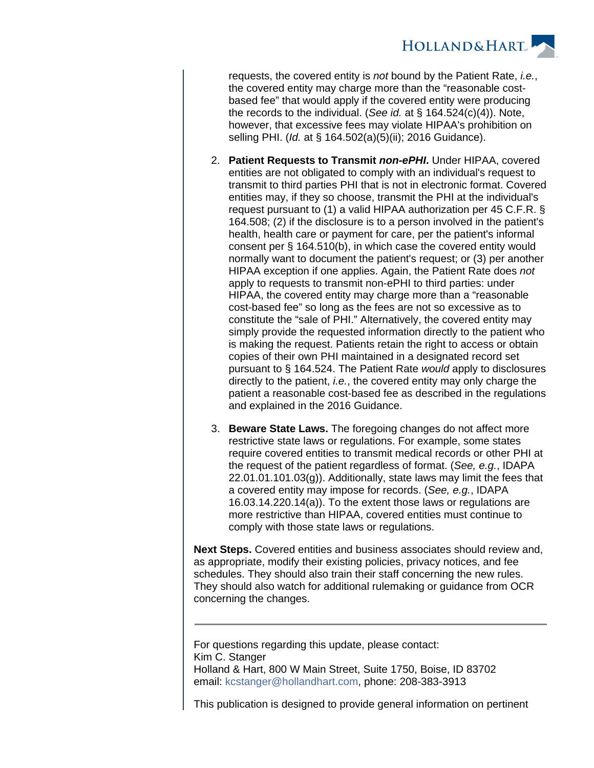requests, the covered entity is *not* bound by the Patient Rate, *i.e.*, the covered entity may charge more than the "reasonable cost-based fee" that would apply if the covered entity were producing the records to the individual. (*See id.* at § 164.524(c)(4)). Note, however, that excessive fees may violate HIPAA's prohibition on selling PHI. (*Id.* at § 164.502(a)(5)(ii); 2016 Guidance).

2. **Patient Requests to Transmit *non-ePHI*.** Under HIPAA, covered entities are not obligated to comply with an individual's request to transmit to third parties PHI that is not in electronic format. Covered entities may, if they so choose, transmit the PHI at the individual's request pursuant to (1) a valid HIPAA authorization per 45 C.F.R. § 164.508; (2) if the disclosure is to a person involved in the patient's health, health care or payment for care, per the patient's informal consent per § 164.510(b), in which case the covered entity would normally want to document the patient's request; or (3) per another HIPAA exception if one applies. Again, the Patient Rate does *not* apply to requests to transmit non-ePHI to third parties: under HIPAA, the covered entity may charge more than a "reasonable cost-based fee" so long as the fees are not so excessive as to constitute the "sale of PHI." Alternatively, the covered entity may simply provide the requested information directly to the patient who is making the request. Patients retain the right to access or obtain copies of their own PHI maintained in a designated record set pursuant to § 164.524. The Patient Rate *would* apply to disclosures directly to the patient, *i.e.*, the covered entity may only charge the patient a reasonable cost-based fee as described in the regulations and explained in the 2016 Guidance.

3. **Beware State Laws.** The foregoing changes do not affect more restrictive state laws or regulations. For example, some states require covered entities to transmit medical records or other PHI at the request of the patient regardless of format. (*See, e.g.*, IDAPA 22.01.01.101.03(g)). Additionally, state laws may limit the fees that a covered entity may impose for records. (*See, e.g.*, IDAPA 16.03.14.220.14(a)). To the extent those laws or regulations are more restrictive than HIPAA, covered entities must continue to comply with those state laws or regulations.

**Next Steps.** Covered entities and business associates should review and, as appropriate, modify their existing policies, privacy notices, and fee schedules. They should also train their staff concerning the new rules. They should also watch for additional rulemaking or guidance from OCR concerning the changes.

---

For questions regarding this update, please contact:
Kim C. Stanger
Holland & Hart, 800 W Main Street, Suite 1750, Boise, ID 83702
email: kcstanger@hollandhart.com, phone: 208-383-3913

This publication is designed to provide general information on pertinent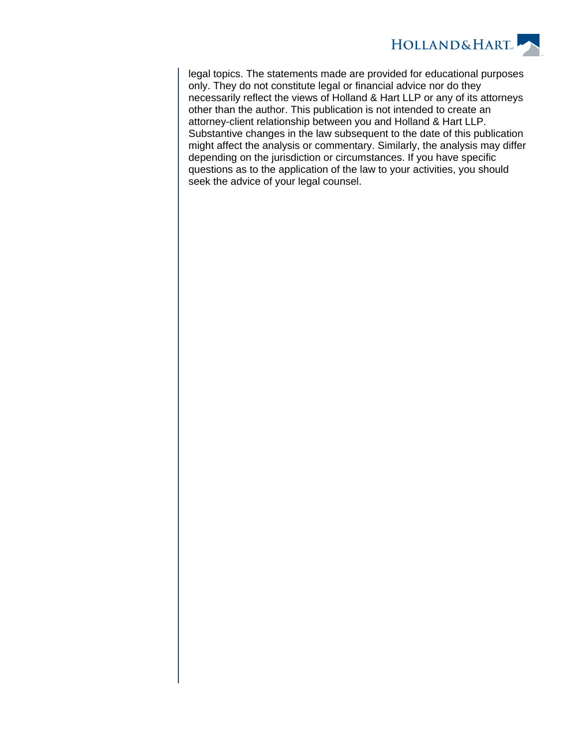legal topics. The statements made are provided for educational purposes only. They do not constitute legal or financial advice nor do they necessarily reflect the views of Holland & Hart LLP or any of its attorneys other than the author. This publication is not intended to create an attorney-client relationship between you and Holland & Hart LLP. Substantive changes in the law subsequent to the date of this publication might affect the analysis or commentary. Similarly, the analysis may differ depending on the jurisdiction or circumstances. If you have specific questions as to the application of the law to your activities, you should seek the advice of your legal counsel.